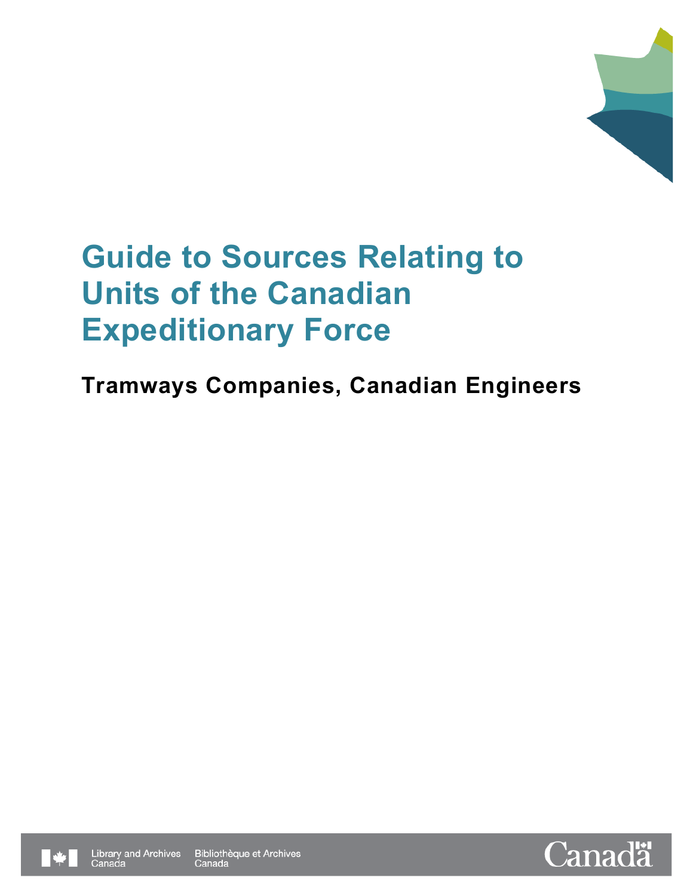# Guide to Sources Relating to Units of the Canadian Expeditionary Force

## Tramways Companies, Canadian Engineers

Library and Archives Canada Bibliothèque et Archives Canada

Canada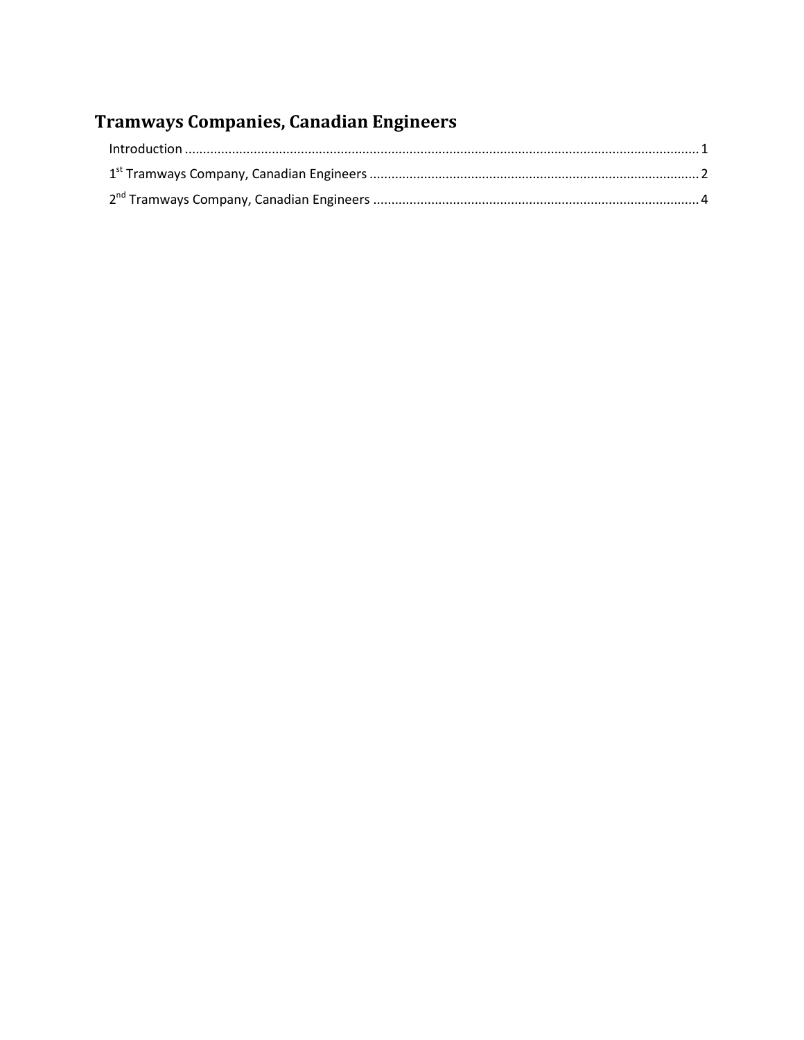# Tramways Companies, Canadian Engineers

Introduction ............................................................................................................................................. 1

1st Tramways Company, Canadian Engineers ........................................................................................... 2

2nd Tramways Company, Canadian Engineers .......................................................................................... 4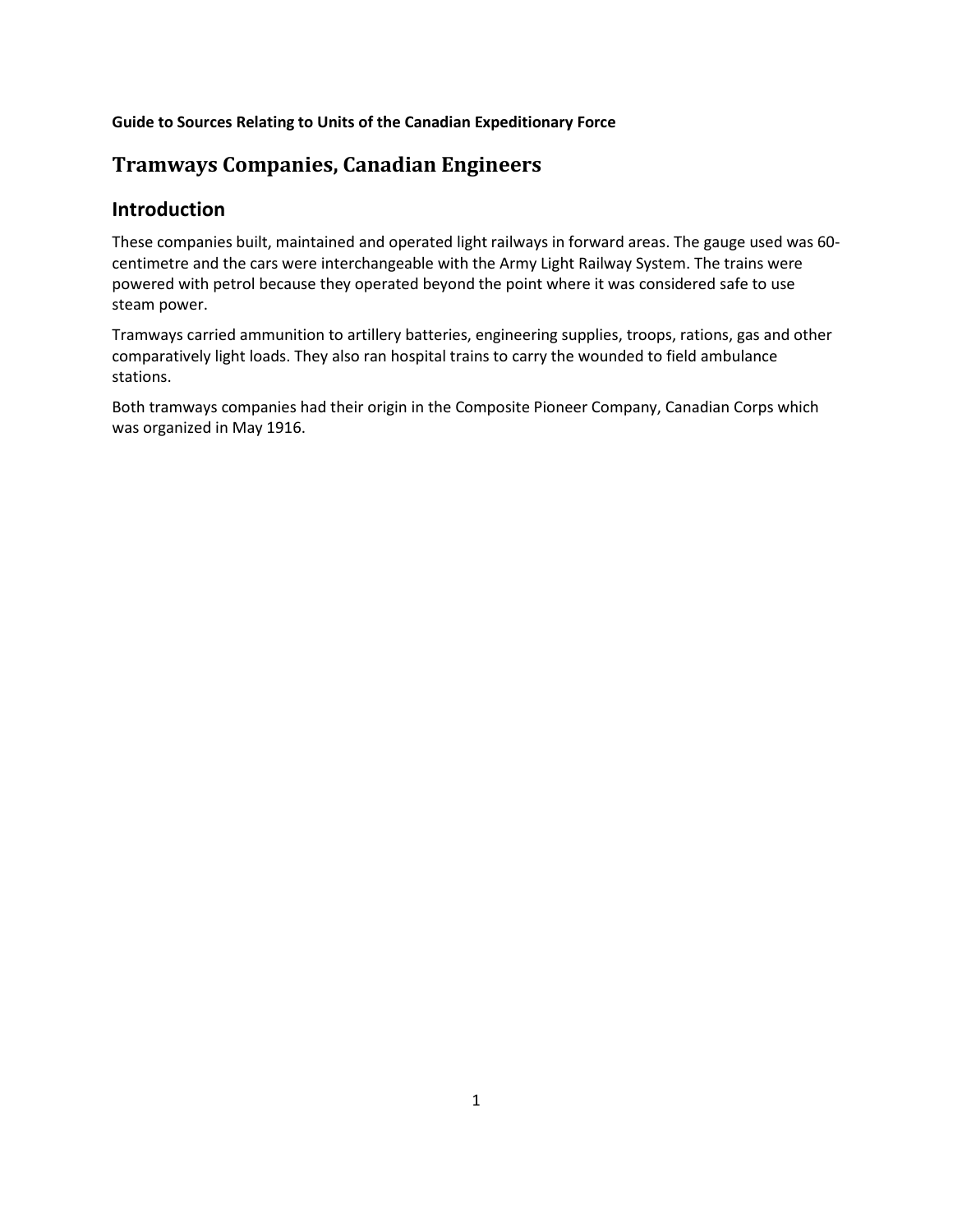**Guide to Sources Relating to Units of the Canadian Expeditionary Force**

# Tramways Companies, Canadian Engineers

## Introduction

These companies built, maintained and operated light railways in forward areas. The gauge used was 60-centimetre and the cars were interchangeable with the Army Light Railway System. The trains were powered with petrol because they operated beyond the point where it was considered safe to use steam power.

Tramways carried ammunition to artillery batteries, engineering supplies, troops, rations, gas and other comparatively light loads. They also ran hospital trains to carry the wounded to field ambulance stations.

Both tramways companies had their origin in the Composite Pioneer Company, Canadian Corps which was organized in May 1916.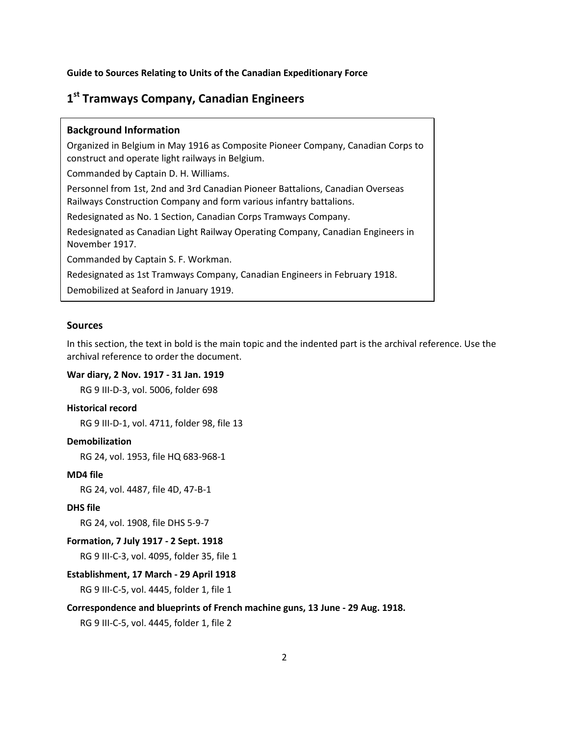**Guide to Sources Relating to Units of the Canadian Expeditionary Force**

# 1st Tramways Company, Canadian Engineers

### Background Information

Organized in Belgium in May 1916 as Composite Pioneer Company, Canadian Corps to construct and operate light railways in Belgium.

Commanded by Captain D. H. Williams.

Personnel from 1st, 2nd and 3rd Canadian Pioneer Battalions, Canadian Overseas Railways Construction Company and form various infantry battalions.

Redesignated as No. 1 Section, Canadian Corps Tramways Company.

Redesignated as Canadian Light Railway Operating Company, Canadian Engineers in November 1917.

Commanded by Captain S. F. Workman.

Redesignated as 1st Tramways Company, Canadian Engineers in February 1918.

Demobilized at Seaford in January 1919.

## Sources

In this section, the text in bold is the main topic and the indented part is the archival reference. Use the archival reference to order the document.

**War diary, 2 Nov. 1917 - 31 Jan. 1919**

RG 9 III-D-3, vol. 5006, folder 698

**Historical record**

RG 9 III-D-1, vol. 4711, folder 98, file 13

**Demobilization**

RG 24, vol. 1953, file HQ 683-968-1

**MD4 file**

RG 24, vol. 4487, file 4D, 47-B-1

**DHS file**

RG 24, vol. 1908, file DHS 5-9-7

**Formation, 7 July 1917 - 2 Sept. 1918**

RG 9 III-C-3, vol. 4095, folder 35, file 1

**Establishment, 17 March - 29 April 1918**

RG 9 III-C-5, vol. 4445, folder 1, file 1

**Correspondence and blueprints of French machine guns, 13 June - 29 Aug. 1918.**

RG 9 III-C-5, vol. 4445, folder 1, file 2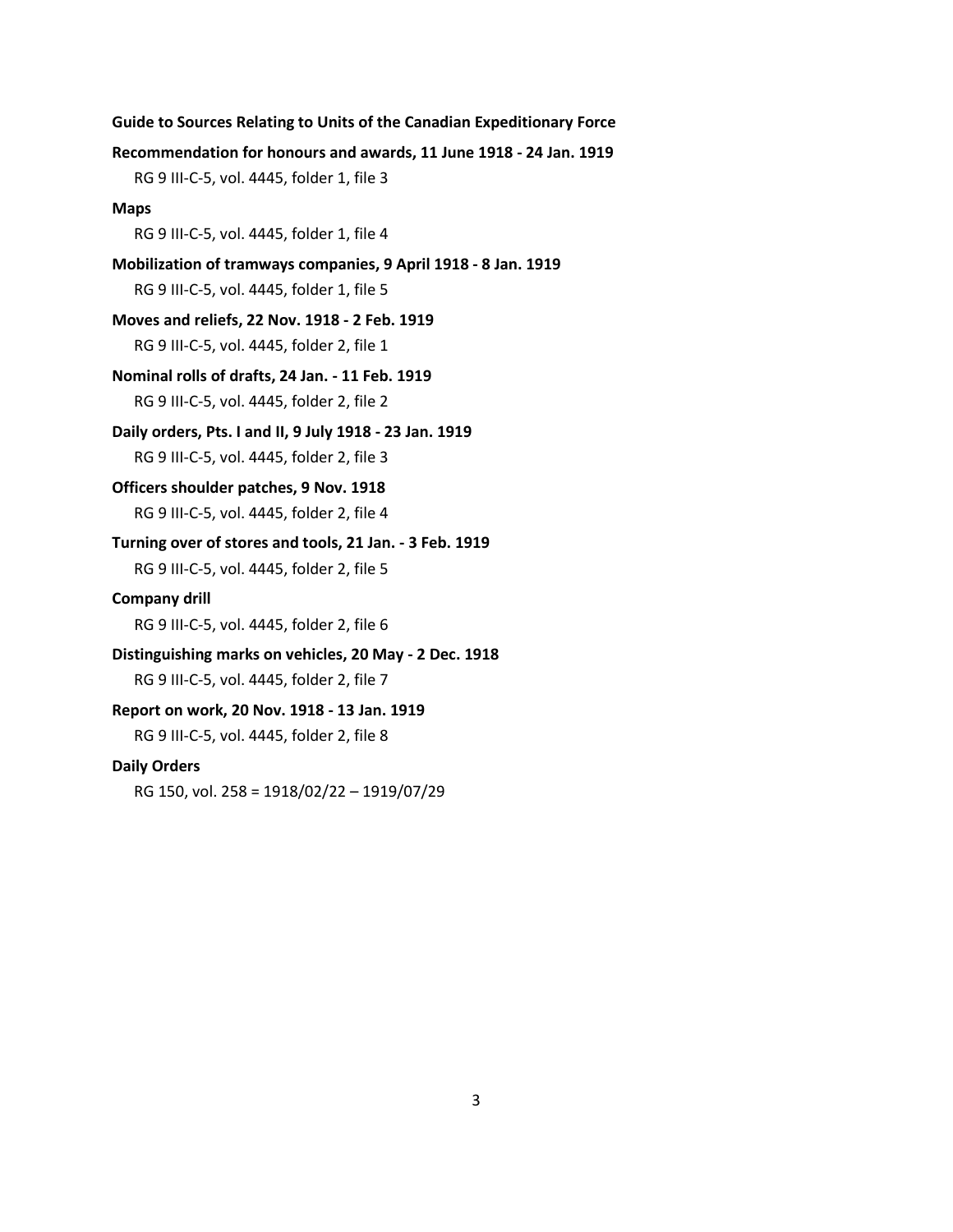**Recommendation for honours and awards, 11 June 1918 - 24 Jan. 1919**

RG 9 III-C-5, vol. 4445, folder 1, file 3

**Maps**

RG 9 III-C-5, vol. 4445, folder 1, file 4

**Mobilization of tramways companies, 9 April 1918 - 8 Jan. 1919**

RG 9 III-C-5, vol. 4445, folder 1, file 5

**Moves and reliefs, 22 Nov. 1918 - 2 Feb. 1919**

RG 9 III-C-5, vol. 4445, folder 2, file 1

**Nominal rolls of drafts, 24 Jan. - 11 Feb. 1919**

RG 9 III-C-5, vol. 4445, folder 2, file 2

**Daily orders, Pts. I and II, 9 July 1918 - 23 Jan. 1919**

RG 9 III-C-5, vol. 4445, folder 2, file 3

**Officers shoulder patches, 9 Nov. 1918**

RG 9 III-C-5, vol. 4445, folder 2, file 4

**Turning over of stores and tools, 21 Jan. - 3 Feb. 1919**

RG 9 III-C-5, vol. 4445, folder 2, file 5

**Company drill**

RG 9 III-C-5, vol. 4445, folder 2, file 6

**Distinguishing marks on vehicles, 20 May - 2 Dec. 1918**

RG 9 III-C-5, vol. 4445, folder 2, file 7

**Report on work, 20 Nov. 1918 - 13 Jan. 1919**

RG 9 III-C-5, vol. 4445, folder 2, file 8

**Daily Orders**

RG 150, vol. 258 = 1918/02/22 – 1919/07/29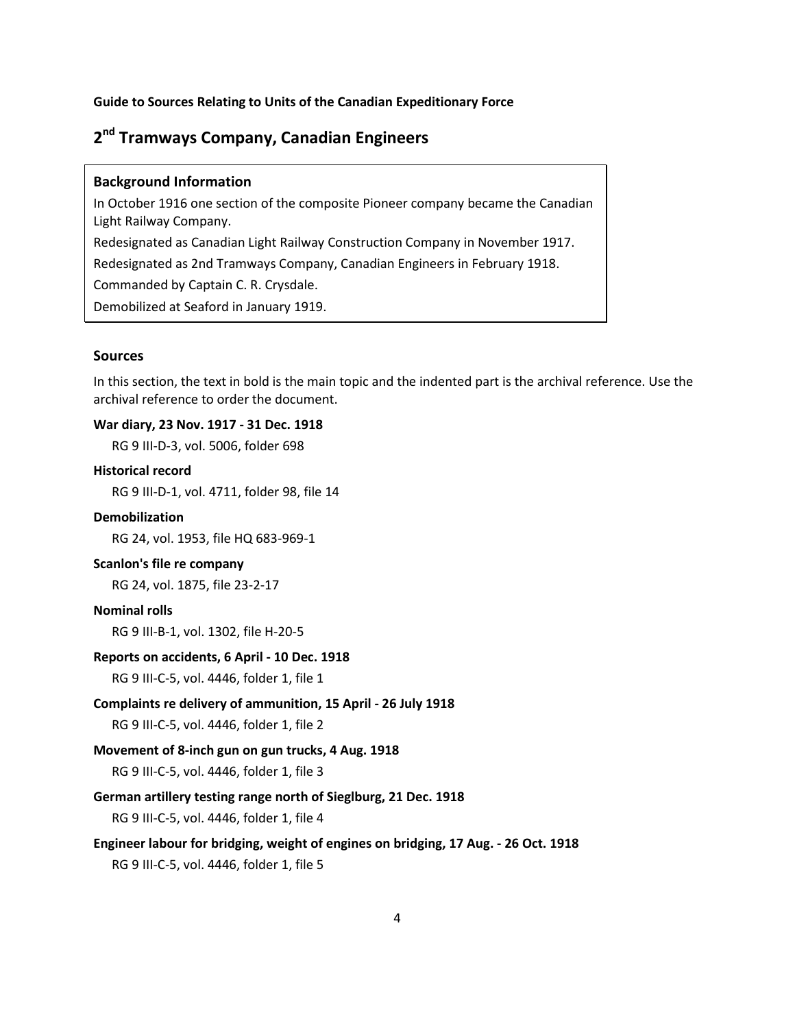**Guide to Sources Relating to Units of the Canadian Expeditionary Force**

# 2nd Tramways Company, Canadian Engineers

### Background Information

In October 1916 one section of the composite Pioneer company became the Canadian Light Railway Company.

Redesignated as Canadian Light Railway Construction Company in November 1917.

Redesignated as 2nd Tramways Company, Canadian Engineers in February 1918.

Commanded by Captain C. R. Crysdale.

Demobilized at Seaford in January 1919.

### Sources

In this section, the text in bold is the main topic and the indented part is the archival reference. Use the archival reference to order the document.

**War diary, 23 Nov. 1917 - 31 Dec. 1918**

RG 9 III-D-3, vol. 5006, folder 698

**Historical record**

RG 9 III-D-1, vol. 4711, folder 98, file 14

**Demobilization**

RG 24, vol. 1953, file HQ 683-969-1

**Scanlon's file re company**

RG 24, vol. 1875, file 23-2-17

**Nominal rolls**

RG 9 III-B-1, vol. 1302, file H-20-5

**Reports on accidents, 6 April - 10 Dec. 1918**

RG 9 III-C-5, vol. 4446, folder 1, file 1

**Complaints re delivery of ammunition, 15 April - 26 July 1918**

RG 9 III-C-5, vol. 4446, folder 1, file 2

**Movement of 8-inch gun on gun trucks, 4 Aug. 1918**

RG 9 III-C-5, vol. 4446, folder 1, file 3

**German artillery testing range north of Sieglburg, 21 Dec. 1918**

RG 9 III-C-5, vol. 4446, folder 1, file 4

**Engineer labour for bridging, weight of engines on bridging, 17 Aug. - 26 Oct. 1918**

RG 9 III-C-5, vol. 4446, folder 1, file 5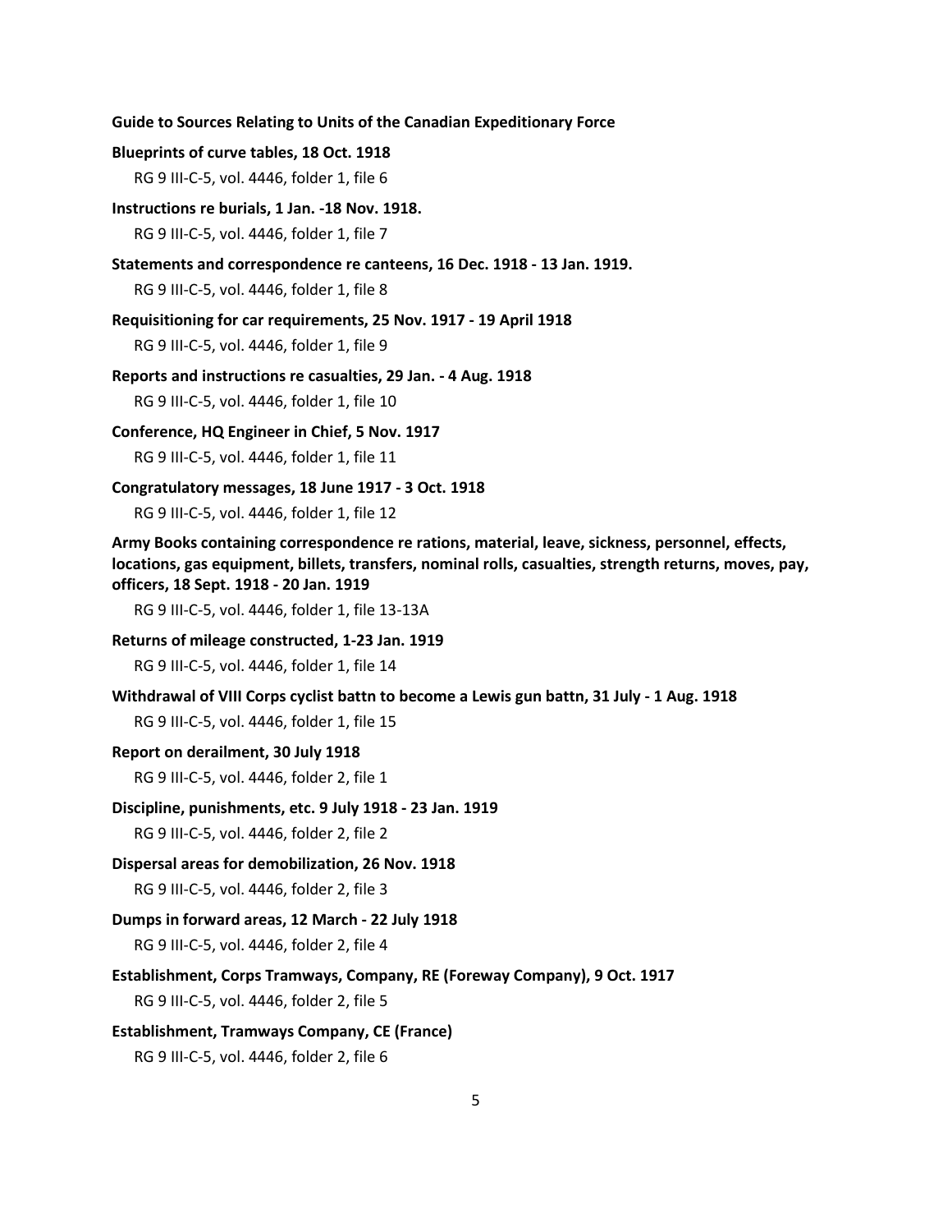**Blueprints of curve tables, 18 Oct. 1918**

RG 9 III-C-5, vol. 4446, folder 1, file 6

**Instructions re burials, 1 Jan. -18 Nov. 1918.**

RG 9 III-C-5, vol. 4446, folder 1, file 7

**Statements and correspondence re canteens, 16 Dec. 1918 - 13 Jan. 1919.**

RG 9 III-C-5, vol. 4446, folder 1, file 8

**Requisitioning for car requirements, 25 Nov. 1917 - 19 April 1918**

RG 9 III-C-5, vol. 4446, folder 1, file 9

**Reports and instructions re casualties, 29 Jan. - 4 Aug. 1918**

RG 9 III-C-5, vol. 4446, folder 1, file 10

**Conference, HQ Engineer in Chief, 5 Nov. 1917**

RG 9 III-C-5, vol. 4446, folder 1, file 11

**Congratulatory messages, 18 June 1917 - 3 Oct. 1918**

RG 9 III-C-5, vol. 4446, folder 1, file 12

**Army Books containing correspondence re rations, material, leave, sickness, personnel, effects, locations, gas equipment, billets, transfers, nominal rolls, casualties, strength returns, moves, pay, officers, 18 Sept. 1918 - 20 Jan. 1919**

RG 9 III-C-5, vol. 4446, folder 1, file 13-13A

**Returns of mileage constructed, 1-23 Jan. 1919**

RG 9 III-C-5, vol. 4446, folder 1, file 14

**Withdrawal of VIII Corps cyclist battn to become a Lewis gun battn, 31 July - 1 Aug. 1918**

RG 9 III-C-5, vol. 4446, folder 1, file 15

**Report on derailment, 30 July 1918**

RG 9 III-C-5, vol. 4446, folder 2, file 1

**Discipline, punishments, etc. 9 July 1918 - 23 Jan. 1919**

RG 9 III-C-5, vol. 4446, folder 2, file 2

**Dispersal areas for demobilization, 26 Nov. 1918**

RG 9 III-C-5, vol. 4446, folder 2, file 3

**Dumps in forward areas, 12 March - 22 July 1918**

RG 9 III-C-5, vol. 4446, folder 2, file 4

**Establishment, Corps Tramways, Company, RE (Foreway Company), 9 Oct. 1917**

RG 9 III-C-5, vol. 4446, folder 2, file 5

**Establishment, Tramways Company, CE (France)**

RG 9 III-C-5, vol. 4446, folder 2, file 6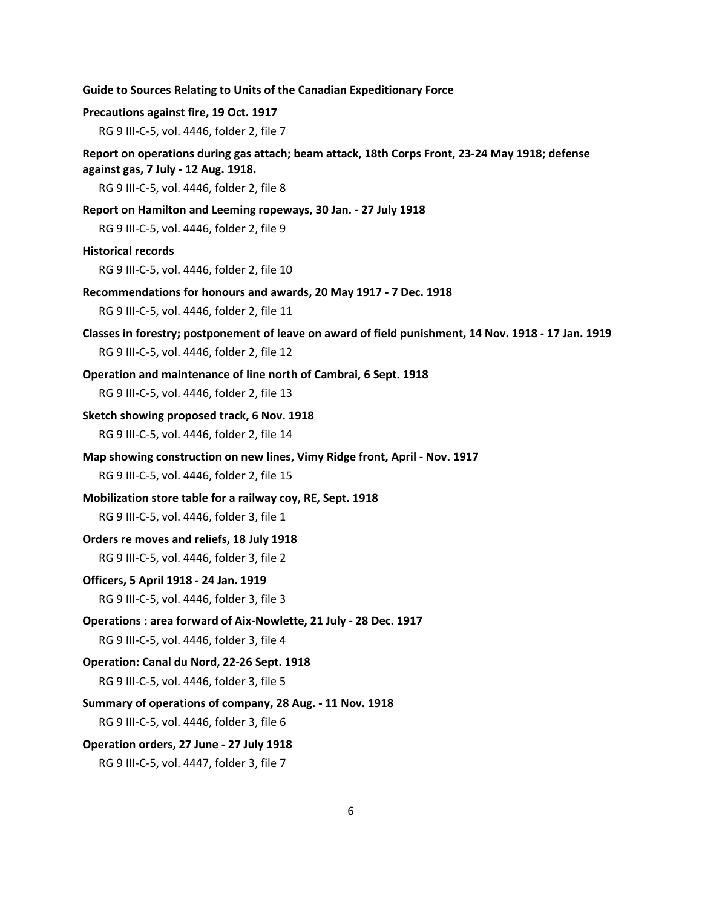**Precautions against fire, 19 Oct. 1917**

RG 9 III-C-5, vol. 4446, folder 2, file 7

**Report on operations during gas attach; beam attack, 18th Corps Front, 23-24 May 1918; defense against gas, 7 July - 12 Aug. 1918.**

RG 9 III-C-5, vol. 4446, folder 2, file 8

**Report on Hamilton and Leeming ropeways, 30 Jan. - 27 July 1918**

RG 9 III-C-5, vol. 4446, folder 2, file 9

**Historical records**

RG 9 III-C-5, vol. 4446, folder 2, file 10

**Recommendations for honours and awards, 20 May 1917 - 7 Dec. 1918**

RG 9 III-C-5, vol. 4446, folder 2, file 11

**Classes in forestry; postponement of leave on award of field punishment, 14 Nov. 1918 - 17 Jan. 1919**

RG 9 III-C-5, vol. 4446, folder 2, file 12

**Operation and maintenance of line north of Cambrai, 6 Sept. 1918**

RG 9 III-C-5, vol. 4446, folder 2, file 13

**Sketch showing proposed track, 6 Nov. 1918**

RG 9 III-C-5, vol. 4446, folder 2, file 14

**Map showing construction on new lines, Vimy Ridge front, April - Nov. 1917**

RG 9 III-C-5, vol. 4446, folder 2, file 15

**Mobilization store table for a railway coy, RE, Sept. 1918**

RG 9 III-C-5, vol. 4446, folder 3, file 1

**Orders re moves and reliefs, 18 July 1918**

RG 9 III-C-5, vol. 4446, folder 3, file 2

**Officers, 5 April 1918 - 24 Jan. 1919**

RG 9 III-C-5, vol. 4446, folder 3, file 3

**Operations : area forward of Aix-Nowlette, 21 July - 28 Dec. 1917**

RG 9 III-C-5, vol. 4446, folder 3, file 4

**Operation: Canal du Nord, 22-26 Sept. 1918**

RG 9 III-C-5, vol. 4446, folder 3, file 5

**Summary of operations of company, 28 Aug. - 11 Nov. 1918**

RG 9 III-C-5, vol. 4446, folder 3, file 6

**Operation orders, 27 June - 27 July 1918**

RG 9 III-C-5, vol. 4447, folder 3, file 7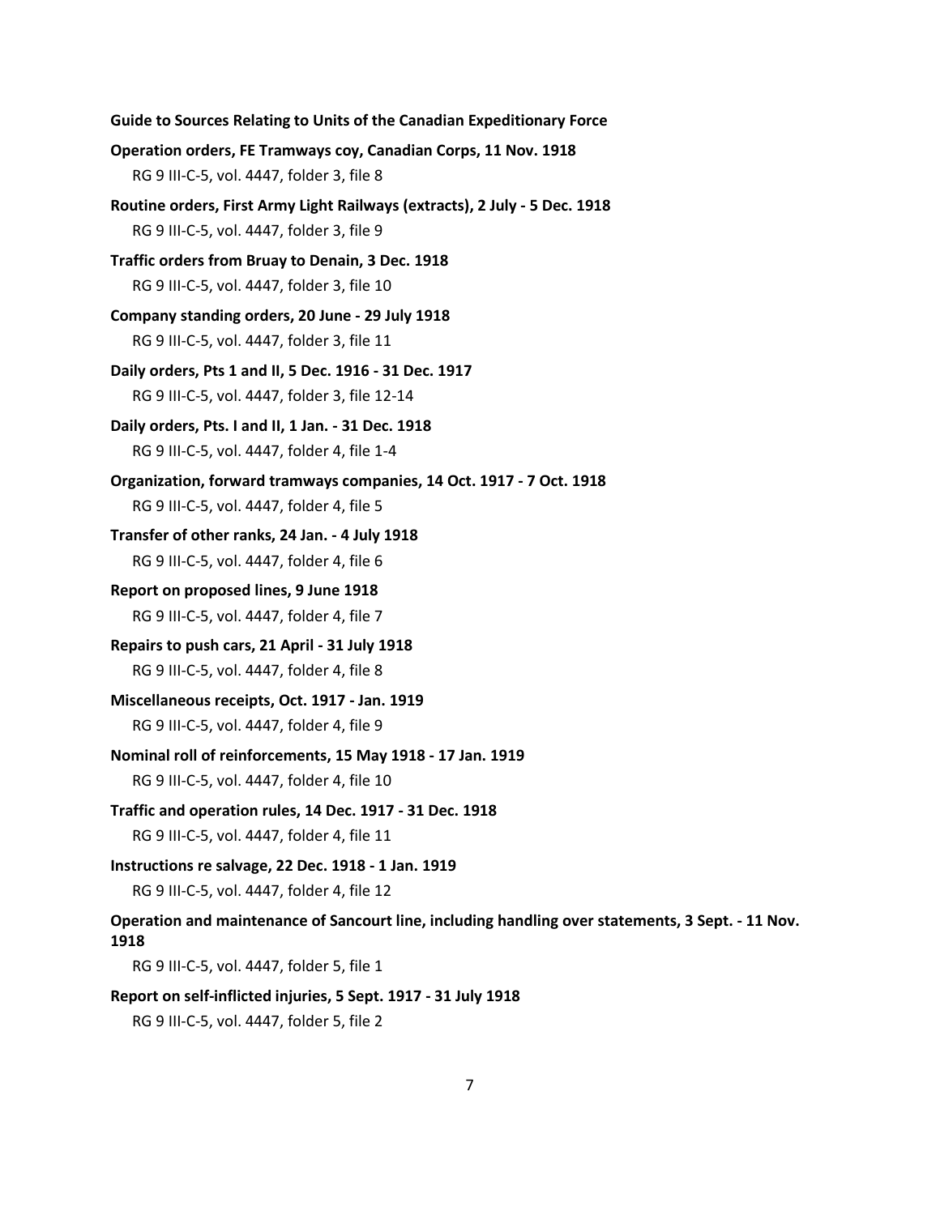**Operation orders, FE Tramways coy, Canadian Corps, 11 Nov. 1918**

RG 9 III-C-5, vol. 4447, folder 3, file 8

**Routine orders, First Army Light Railways (extracts), 2 July - 5 Dec. 1918**

RG 9 III-C-5, vol. 4447, folder 3, file 9

**Traffic orders from Bruay to Denain, 3 Dec. 1918**

RG 9 III-C-5, vol. 4447, folder 3, file 10

**Company standing orders, 20 June - 29 July 1918**

RG 9 III-C-5, vol. 4447, folder 3, file 11

**Daily orders, Pts 1 and II, 5 Dec. 1916 - 31 Dec. 1917**

RG 9 III-C-5, vol. 4447, folder 3, file 12-14

**Daily orders, Pts. I and II, 1 Jan. - 31 Dec. 1918**

RG 9 III-C-5, vol. 4447, folder 4, file 1-4

**Organization, forward tramways companies, 14 Oct. 1917 - 7 Oct. 1918**

RG 9 III-C-5, vol. 4447, folder 4, file 5

**Transfer of other ranks, 24 Jan. - 4 July 1918**

RG 9 III-C-5, vol. 4447, folder 4, file 6

**Report on proposed lines, 9 June 1918**

RG 9 III-C-5, vol. 4447, folder 4, file 7

**Repairs to push cars, 21 April - 31 July 1918**

RG 9 III-C-5, vol. 4447, folder 4, file 8

**Miscellaneous receipts, Oct. 1917 - Jan. 1919**

RG 9 III-C-5, vol. 4447, folder 4, file 9

**Nominal roll of reinforcements, 15 May 1918 - 17 Jan. 1919**

RG 9 III-C-5, vol. 4447, folder 4, file 10

**Traffic and operation rules, 14 Dec. 1917 - 31 Dec. 1918**

RG 9 III-C-5, vol. 4447, folder 4, file 11

**Instructions re salvage, 22 Dec. 1918 - 1 Jan. 1919**

RG 9 III-C-5, vol. 4447, folder 4, file 12

**Operation and maintenance of Sancourt line, including handling over statements, 3 Sept. - 11 Nov. 1918**

RG 9 III-C-5, vol. 4447, folder 5, file 1

**Report on self-inflicted injuries, 5 Sept. 1917 - 31 July 1918**

RG 9 III-C-5, vol. 4447, folder 5, file 2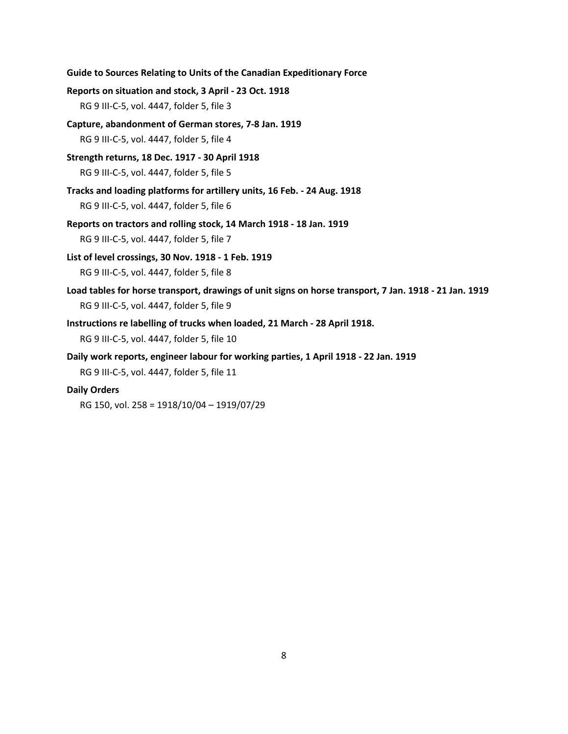**Reports on situation and stock, 3 April - 23 Oct. 1918**

RG 9 III-C-5, vol. 4447, folder 5, file 3

**Capture, abandonment of German stores, 7-8 Jan. 1919**

RG 9 III-C-5, vol. 4447, folder 5, file 4

**Strength returns, 18 Dec. 1917 - 30 April 1918**

RG 9 III-C-5, vol. 4447, folder 5, file 5

**Tracks and loading platforms for artillery units, 16 Feb. - 24 Aug. 1918**

RG 9 III-C-5, vol. 4447, folder 5, file 6

**Reports on tractors and rolling stock, 14 March 1918 - 18 Jan. 1919**

RG 9 III-C-5, vol. 4447, folder 5, file 7

**List of level crossings, 30 Nov. 1918 - 1 Feb. 1919**

RG 9 III-C-5, vol. 4447, folder 5, file 8

**Load tables for horse transport, drawings of unit signs on horse transport, 7 Jan. 1918 - 21 Jan. 1919**

RG 9 III-C-5, vol. 4447, folder 5, file 9

**Instructions re labelling of trucks when loaded, 21 March - 28 April 1918.**

RG 9 III-C-5, vol. 4447, folder 5, file 10

**Daily work reports, engineer labour for working parties, 1 April 1918 - 22 Jan. 1919**

RG 9 III-C-5, vol. 4447, folder 5, file 11

**Daily Orders**

RG 150, vol. 258 = 1918/10/04 – 1919/07/29